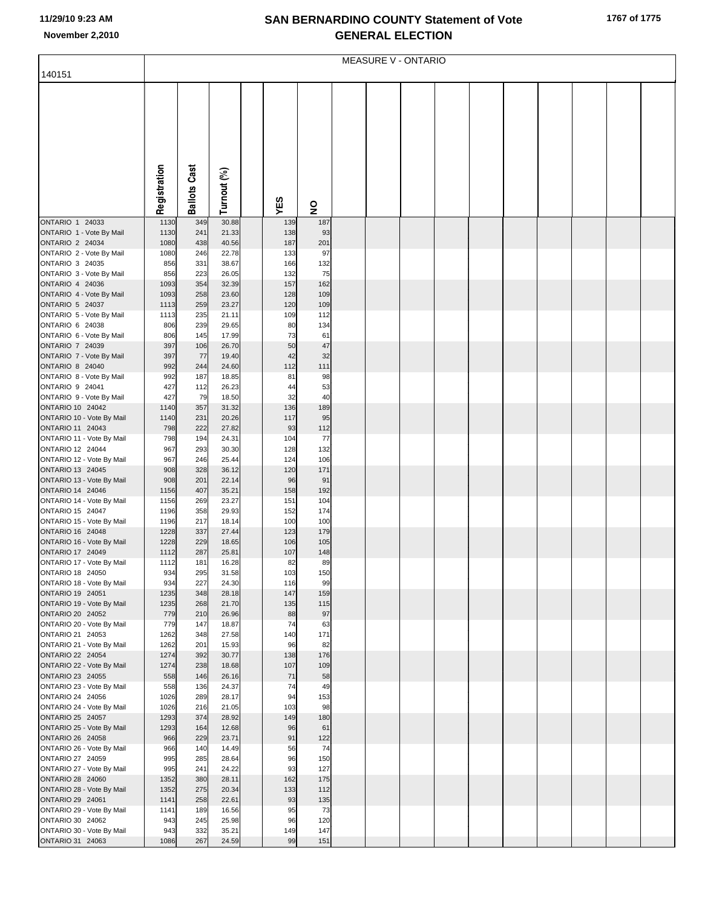# SAN BERNARDINO COUNTY Statement of Vote
## GENERAL ELECTION

11/29/10 9:23 AM
November 2,2010

MEASURE V - ONTARIO

140151

| | Registration | Ballots Cast | Turnout (%) | | YES | NO |
|---|---|---|---|---|---|---|
| ONTARIO 1 24033 | 1130 | 349 | 30.88 | | 139 | 187 |
| ONTARIO 1 - Vote By Mail | 1130 | 241 | 21.33 | | 138 | 93 |
| ONTARIO 2 24034 | 1080 | 438 | 40.56 | | 187 | 201 |
| ONTARIO 2 - Vote By Mail | 1080 | 246 | 22.78 | | 133 | 97 |
| ONTARIO 3 24035 | 856 | 331 | 38.67 | | 166 | 132 |
| ONTARIO 3 - Vote By Mail | 856 | 223 | 26.05 | | 132 | 75 |
| ONTARIO 4 24036 | 1093 | 354 | 32.39 | | 157 | 162 |
| ONTARIO 4 - Vote By Mail | 1093 | 258 | 23.60 | | 128 | 109 |
| ONTARIO 5 24037 | 1113 | 259 | 23.27 | | 120 | 109 |
| ONTARIO 5 - Vote By Mail | 1113 | 235 | 21.11 | | 109 | 112 |
| ONTARIO 6 24038 | 806 | 239 | 29.65 | | 80 | 134 |
| ONTARIO 6 - Vote By Mail | 806 | 145 | 17.99 | | 73 | 61 |
| ONTARIO 7 24039 | 397 | 106 | 26.70 | | 50 | 47 |
| ONTARIO 7 - Vote By Mail | 397 | 77 | 19.40 | | 42 | 32 |
| ONTARIO 8 24040 | 992 | 244 | 24.60 | | 112 | 111 |
| ONTARIO 8 - Vote By Mail | 992 | 187 | 18.85 | | 81 | 98 |
| ONTARIO 9 24041 | 427 | 112 | 26.23 | | 44 | 53 |
| ONTARIO 9 - Vote By Mail | 427 | 79 | 18.50 | | 32 | 40 |
| ONTARIO 10 24042 | 1140 | 357 | 31.32 | | 136 | 189 |
| ONTARIO 10 - Vote By Mail | 1140 | 231 | 20.26 | | 117 | 95 |
| ONTARIO 11 24043 | 798 | 222 | 27.82 | | 93 | 112 |
| ONTARIO 11 - Vote By Mail | 798 | 194 | 24.31 | | 104 | 77 |
| ONTARIO 12 24044 | 967 | 293 | 30.30 | | 128 | 132 |
| ONTARIO 12 - Vote By Mail | 967 | 246 | 25.44 | | 124 | 106 |
| ONTARIO 13 24045 | 908 | 328 | 36.12 | | 120 | 171 |
| ONTARIO 13 - Vote By Mail | 908 | 201 | 22.14 | | 96 | 91 |
| ONTARIO 14 24046 | 1156 | 407 | 35.21 | | 158 | 192 |
| ONTARIO 14 - Vote By Mail | 1156 | 269 | 23.27 | | 151 | 104 |
| ONTARIO 15 24047 | 1196 | 358 | 29.93 | | 152 | 174 |
| ONTARIO 15 - Vote By Mail | 1196 | 217 | 18.14 | | 100 | 100 |
| ONTARIO 16 24048 | 1228 | 337 | 27.44 | | 123 | 179 |
| ONTARIO 16 - Vote By Mail | 1228 | 229 | 18.65 | | 106 | 105 |
| ONTARIO 17 24049 | 1112 | 287 | 25.81 | | 107 | 148 |
| ONTARIO 17 - Vote By Mail | 1112 | 181 | 16.28 | | 82 | 89 |
| ONTARIO 18 24050 | 934 | 295 | 31.58 | | 103 | 150 |
| ONTARIO 18 - Vote By Mail | 934 | 227 | 24.30 | | 116 | 99 |
| ONTARIO 19 24051 | 1235 | 348 | 28.18 | | 147 | 159 |
| ONTARIO 19 - Vote By Mail | 1235 | 268 | 21.70 | | 135 | 115 |
| ONTARIO 20 24052 | 779 | 210 | 26.96 | | 88 | 97 |
| ONTARIO 20 - Vote By Mail | 779 | 147 | 18.87 | | 74 | 63 |
| ONTARIO 21 24053 | 1262 | 348 | 27.58 | | 140 | 171 |
| ONTARIO 21 - Vote By Mail | 1262 | 201 | 15.93 | | 96 | 82 |
| ONTARIO 22 24054 | 1274 | 392 | 30.77 | | 138 | 176 |
| ONTARIO 22 - Vote By Mail | 1274 | 238 | 18.68 | | 107 | 109 |
| ONTARIO 23 24055 | 558 | 146 | 26.16 | | 71 | 58 |
| ONTARIO 23 - Vote By Mail | 558 | 136 | 24.37 | | 74 | 49 |
| ONTARIO 24 24056 | 1026 | 289 | 28.17 | | 94 | 153 |
| ONTARIO 24 - Vote By Mail | 1026 | 216 | 21.05 | | 103 | 98 |
| ONTARIO 25 24057 | 1293 | 374 | 28.92 | | 149 | 180 |
| ONTARIO 25 - Vote By Mail | 1293 | 164 | 12.68 | | 96 | 61 |
| ONTARIO 26 24058 | 966 | 229 | 23.71 | | 91 | 122 |
| ONTARIO 26 - Vote By Mail | 966 | 140 | 14.49 | | 56 | 74 |
| ONTARIO 27 24059 | 995 | 285 | 28.64 | | 96 | 150 |
| ONTARIO 27 - Vote By Mail | 995 | 241 | 24.22 | | 93 | 127 |
| ONTARIO 28 24060 | 1352 | 380 | 28.11 | | 162 | 175 |
| ONTARIO 28 - Vote By Mail | 1352 | 275 | 20.34 | | 133 | 112 |
| ONTARIO 29 24061 | 1141 | 258 | 22.61 | | 93 | 135 |
| ONTARIO 29 - Vote By Mail | 1141 | 189 | 16.56 | | 95 | 73 |
| ONTARIO 30 24062 | 943 | 245 | 25.98 | | 96 | 120 |
| ONTARIO 30 - Vote By Mail | 943 | 332 | 35.21 | | 149 | 147 |
| ONTARIO 31 24063 | 1086 | 267 | 24.59 | | 99 | 151 |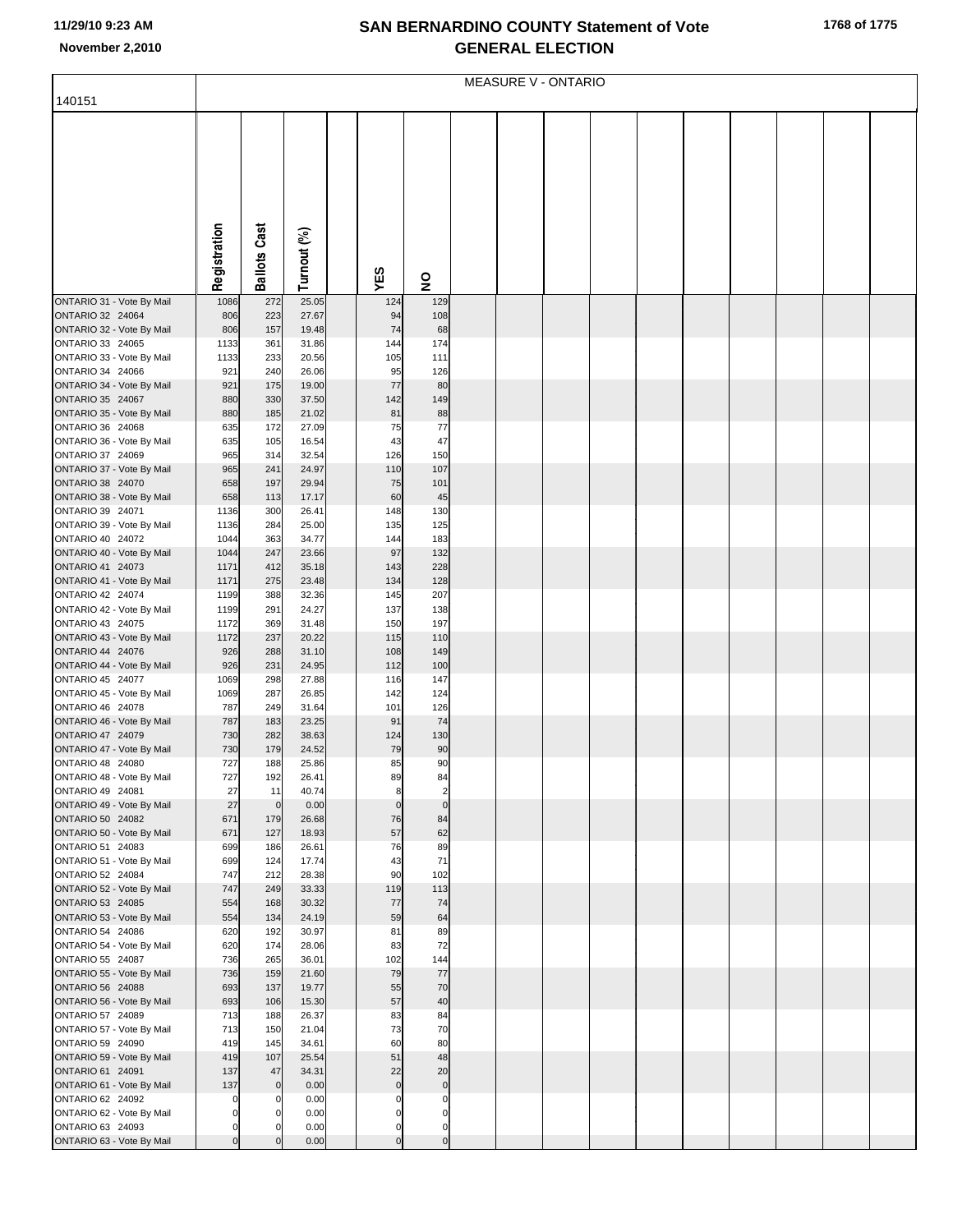# SAN BERNARDINO COUNTY Statement of Vote
## GENERAL ELECTION

MEASURE V - ONTARIO

| 140151 | Registration | Ballots Cast | Turnout (%) | YES | NO |
|---|---|---|---|---|---|
| ONTARIO 31 - Vote By Mail | 1086 | 272 | 25.05 | 124 | 129 |
| ONTARIO 32 24064 | 806 | 223 | 27.67 | 94 | 108 |
| ONTARIO 32 - Vote By Mail | 806 | 157 | 19.48 | 74 | 68 |
| ONTARIO 33 24065 | 1133 | 361 | 31.86 | 144 | 174 |
| ONTARIO 33 - Vote By Mail | 1133 | 233 | 20.56 | 105 | 111 |
| ONTARIO 34 24066 | 921 | 240 | 26.06 | 95 | 126 |
| ONTARIO 34 - Vote By Mail | 921 | 175 | 19.00 | 77 | 80 |
| ONTARIO 35 24067 | 880 | 330 | 37.50 | 142 | 149 |
| ONTARIO 35 - Vote By Mail | 880 | 185 | 21.02 | 81 | 88 |
| ONTARIO 36 24068 | 635 | 172 | 27.09 | 75 | 77 |
| ONTARIO 36 - Vote By Mail | 635 | 105 | 16.54 | 43 | 47 |
| ONTARIO 37 24069 | 965 | 314 | 32.54 | 126 | 150 |
| ONTARIO 37 - Vote By Mail | 965 | 241 | 24.97 | 110 | 107 |
| ONTARIO 38 24070 | 658 | 197 | 29.94 | 75 | 101 |
| ONTARIO 38 - Vote By Mail | 658 | 113 | 17.17 | 60 | 45 |
| ONTARIO 39 24071 | 1136 | 300 | 26.41 | 148 | 130 |
| ONTARIO 39 - Vote By Mail | 1136 | 284 | 25.00 | 135 | 125 |
| ONTARIO 40 24072 | 1044 | 363 | 34.77 | 144 | 183 |
| ONTARIO 40 - Vote By Mail | 1044 | 247 | 23.66 | 97 | 132 |
| ONTARIO 41 24073 | 1171 | 412 | 35.18 | 143 | 228 |
| ONTARIO 41 - Vote By Mail | 1171 | 275 | 23.48 | 134 | 128 |
| ONTARIO 42 24074 | 1199 | 388 | 32.36 | 145 | 207 |
| ONTARIO 42 - Vote By Mail | 1199 | 291 | 24.27 | 137 | 138 |
| ONTARIO 43 24075 | 1172 | 369 | 31.48 | 150 | 197 |
| ONTARIO 43 - Vote By Mail | 1172 | 237 | 20.22 | 115 | 110 |
| ONTARIO 44 24076 | 926 | 288 | 31.10 | 108 | 149 |
| ONTARIO 44 - Vote By Mail | 926 | 231 | 24.95 | 112 | 100 |
| ONTARIO 45 24077 | 1069 | 298 | 27.88 | 116 | 147 |
| ONTARIO 45 - Vote By Mail | 1069 | 287 | 26.85 | 142 | 124 |
| ONTARIO 46 24078 | 787 | 249 | 31.64 | 101 | 126 |
| ONTARIO 46 - Vote By Mail | 787 | 183 | 23.25 | 91 | 74 |
| ONTARIO 47 24079 | 730 | 282 | 38.63 | 124 | 130 |
| ONTARIO 47 - Vote By Mail | 730 | 179 | 24.52 | 79 | 90 |
| ONTARIO 48 24080 | 727 | 188 | 25.86 | 85 | 90 |
| ONTARIO 48 - Vote By Mail | 727 | 192 | 26.41 | 89 | 84 |
| ONTARIO 49 24081 | 27 | 11 | 40.74 | 8 | 2 |
| ONTARIO 49 - Vote By Mail | 27 | 0 | 0.00 | 0 | 0 |
| ONTARIO 50 24082 | 671 | 179 | 26.68 | 76 | 84 |
| ONTARIO 50 - Vote By Mail | 671 | 127 | 18.93 | 57 | 62 |
| ONTARIO 51 24083 | 699 | 186 | 26.61 | 76 | 89 |
| ONTARIO 51 - Vote By Mail | 699 | 124 | 17.74 | 43 | 71 |
| ONTARIO 52 24084 | 747 | 212 | 28.38 | 90 | 102 |
| ONTARIO 52 - Vote By Mail | 747 | 249 | 33.33 | 119 | 113 |
| ONTARIO 53 24085 | 554 | 168 | 30.32 | 77 | 74 |
| ONTARIO 53 - Vote By Mail | 554 | 134 | 24.19 | 59 | 64 |
| ONTARIO 54 24086 | 620 | 192 | 30.97 | 81 | 89 |
| ONTARIO 54 - Vote By Mail | 620 | 174 | 28.06 | 83 | 72 |
| ONTARIO 55 24087 | 736 | 265 | 36.01 | 102 | 144 |
| ONTARIO 55 - Vote By Mail | 736 | 159 | 21.60 | 79 | 77 |
| ONTARIO 56 24088 | 693 | 137 | 19.77 | 55 | 70 |
| ONTARIO 56 - Vote By Mail | 693 | 106 | 15.30 | 57 | 40 |
| ONTARIO 57 24089 | 713 | 188 | 26.37 | 83 | 84 |
| ONTARIO 57 - Vote By Mail | 713 | 150 | 21.04 | 73 | 70 |
| ONTARIO 59 24090 | 419 | 145 | 34.61 | 60 | 80 |
| ONTARIO 59 - Vote By Mail | 419 | 107 | 25.54 | 51 | 48 |
| ONTARIO 61 24091 | 137 | 47 | 34.31 | 22 | 20 |
| ONTARIO 61 - Vote By Mail | 137 | 0 | 0.00 | 0 | 0 |
| ONTARIO 62 24092 | 0 | 0 | 0.00 | 0 | 0 |
| ONTARIO 62 - Vote By Mail | 0 | 0 | 0.00 | 0 | 0 |
| ONTARIO 63 24093 | 0 | 0 | 0.00 | 0 | 0 |
| ONTARIO 63 - Vote By Mail | 0 | 0 | 0.00 | 0 | 0 |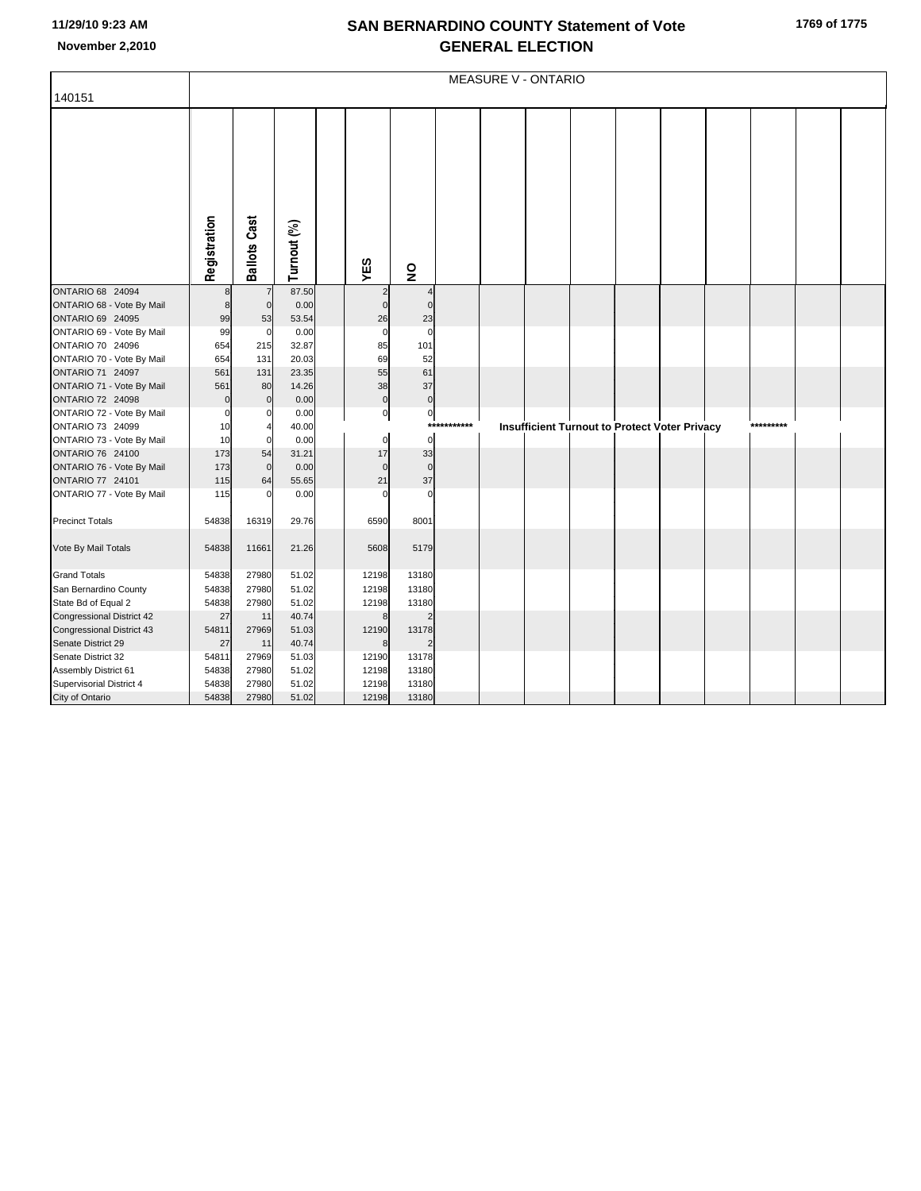## SAN BERNARDINO COUNTY Statement of Vote GENERAL ELECTION

November 2,2010

| 140151 | Registration | Ballots Cast | Turnout (%) | YES | NO |
|---|---|---|---|---|---|
| | MEASURE V - ONTARIO | | | | |
| ONTARIO 68 24094 | 8 | 7 | 87.50 | 2 | 4 |
| ONTARIO 68 - Vote By Mail | 8 | 0 | 0.00 | 0 | 0 |
| ONTARIO 69 24095 | 99 | 53 | 53.54 | 26 | 23 |
| ONTARIO 69 - Vote By Mail | 99 | 0 | 0.00 | 0 | 0 |
| ONTARIO 70 24096 | 654 | 215 | 32.87 | 85 | 101 |
| ONTARIO 70 - Vote By Mail | 654 | 131 | 20.03 | 69 | 52 |
| ONTARIO 71 24097 | 561 | 131 | 23.35 | 55 | 61 |
| ONTARIO 71 - Vote By Mail | 561 | 80 | 14.26 | 38 | 37 |
| ONTARIO 72 24098 | 0 | 0 | 0.00 | 0 | 0 |
| ONTARIO 72 - Vote By Mail | 0 | 0 | 0.00 | 0 | 0 |
| ONTARIO 73 24099 | 10 | 4 | 40.00 | *********** Insufficient Turnout to Protect Voter Privacy ********* | |
| ONTARIO 73 - Vote By Mail | 10 | 0 | 0.00 | 0 | 0 |
| ONTARIO 76 24100 | 173 | 54 | 31.21 | 17 | 33 |
| ONTARIO 76 - Vote By Mail | 173 | 0 | 0.00 | 0 | 0 |
| ONTARIO 77 24101 | 115 | 64 | 55.65 | 21 | 37 |
| ONTARIO 77 - Vote By Mail | 115 | 0 | 0.00 | 0 | 0 |
| Precinct Totals | 54838 | 16319 | 29.76 | 6590 | 8001 |
| Vote By Mail Totals | 54838 | 11661 | 21.26 | 5608 | 5179 |
| Grand Totals | 54838 | 27980 | 51.02 | 12198 | 13180 |
| San Bernardino County | 54838 | 27980 | 51.02 | 12198 | 13180 |
| State Bd of Equal 2 | 54838 | 27980 | 51.02 | 12198 | 13180 |
| Congressional District 42 | 27 | 11 | 40.74 | 8 | 2 |
| Congressional District 43 | 54811 | 27969 | 51.03 | 12190 | 13178 |
| Senate District 29 | 27 | 11 | 40.74 | 8 | 2 |
| Senate District 32 | 54811 | 27969 | 51.03 | 12190 | 13178 |
| Assembly District 61 | 54838 | 27980 | 51.02 | 12198 | 13180 |
| Supervisorial District 4 | 54838 | 27980 | 51.02 | 12198 | 13180 |
| City of Ontario | 54838 | 27980 | 51.02 | 12198 | 13180 |